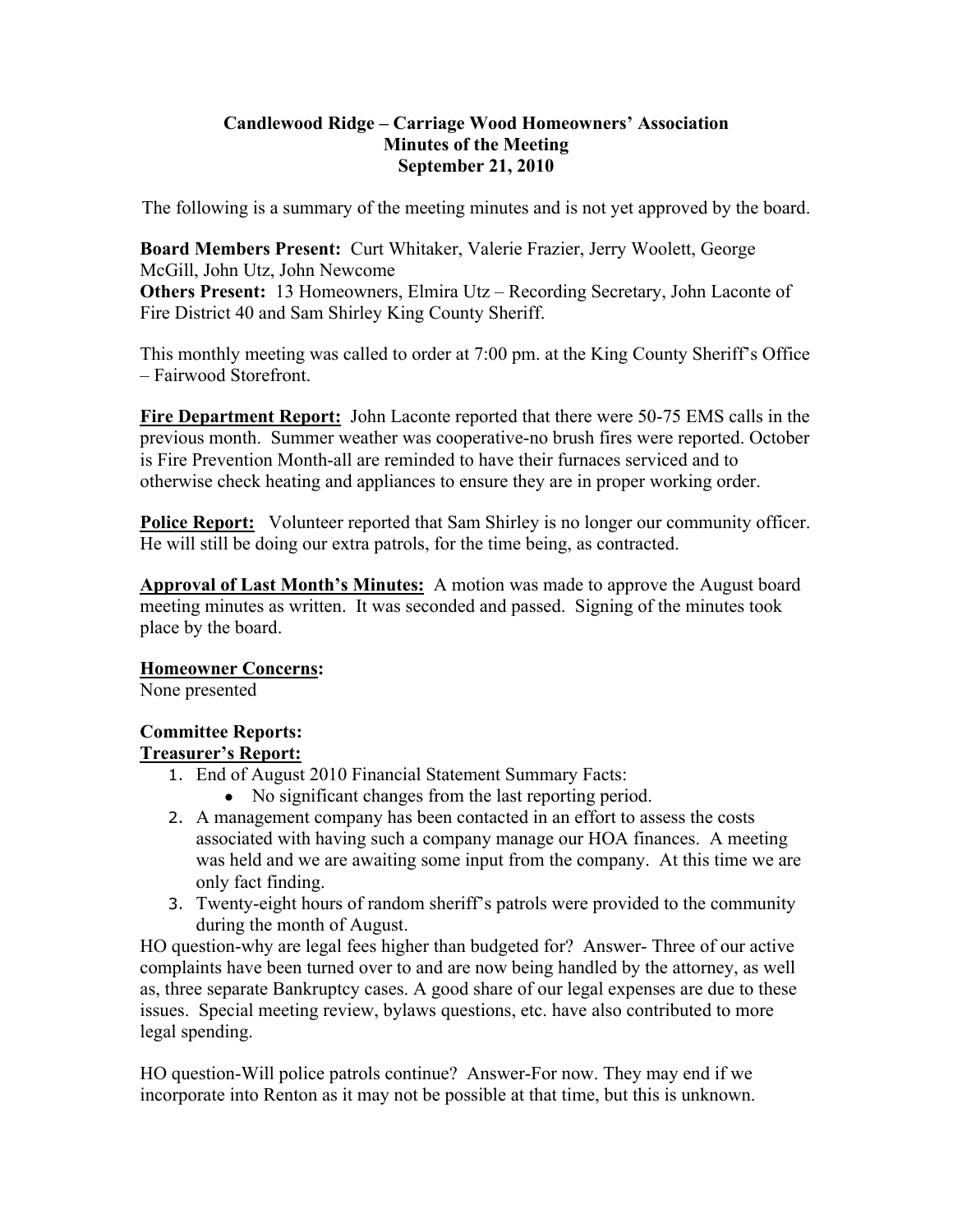**Candlewood Ridge – Carriage Wood Homeowners' Association**
**Minutes of the Meeting**
**September 21, 2010**

The following is a summary of the meeting minutes and is not yet approved by the board.

**Board Members Present:** Curt Whitaker, Valerie Frazier, Jerry Woolett, George McGill, John Utz, John Newcome
**Others Present:** 13 Homeowners, Elmira Utz – Recording Secretary, John Laconte of Fire District 40 and Sam Shirley King County Sheriff.

This monthly meeting was called to order at 7:00 pm. at the King County Sheriff's Office – Fairwood Storefront.

**Fire Department Report:** John Laconte reported that there were 50-75 EMS calls in the previous month. Summer weather was cooperative-no brush fires were reported. October is Fire Prevention Month-all are reminded to have their furnaces serviced and to otherwise check heating and appliances to ensure they are in proper working order.

**Police Report:** Volunteer reported that Sam Shirley is no longer our community officer. He will still be doing our extra patrols, for the time being, as contracted.

**Approval of Last Month's Minutes:** A motion was made to approve the August board meeting minutes as written. It was seconded and passed. Signing of the minutes took place by the board.

**Homeowner Concerns:**
None presented

**Committee Reports:**
**Treasurer's Report:**

1. End of August 2010 Financial Statement Summary Facts:
   - No significant changes from the last reporting period.
2. A management company has been contacted in an effort to assess the costs associated with having such a company manage our HOA finances. A meeting was held and we are awaiting some input from the company. At this time we are only fact finding.
3. Twenty-eight hours of random sheriff's patrols were provided to the community during the month of August.

HO question-why are legal fees higher than budgeted for? Answer- Three of our active complaints have been turned over to and are now being handled by the attorney, as well as, three separate Bankruptcy cases. A good share of our legal expenses are due to these issues. Special meeting review, bylaws questions, etc. have also contributed to more legal spending.

HO question-Will police patrols continue? Answer-For now. They may end if we incorporate into Renton as it may not be possible at that time, but this is unknown.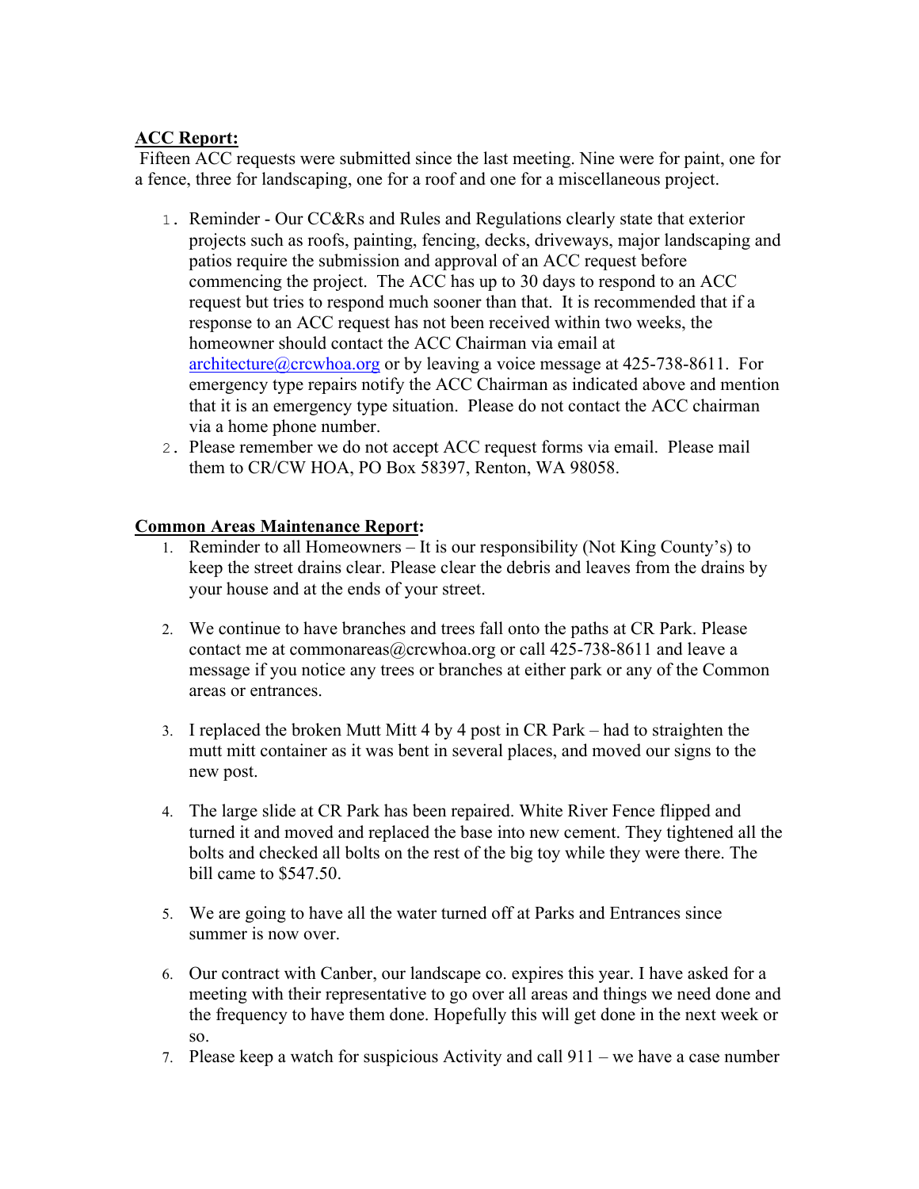**ACC Report:**

Fifteen ACC requests were submitted since the last meeting. Nine were for paint, one for a fence, three for landscaping, one for a roof and one for a miscellaneous project.

1. Reminder - Our CC&Rs and Rules and Regulations clearly state that exterior projects such as roofs, painting, fencing, decks, driveways, major landscaping and patios require the submission and approval of an ACC request before commencing the project. The ACC has up to 30 days to respond to an ACC request but tries to respond much sooner than that. It is recommended that if a response to an ACC request has not been received within two weeks, the homeowner should contact the ACC Chairman via email at architecture@crcwhoa.org or by leaving a voice message at 425-738-8611. For emergency type repairs notify the ACC Chairman as indicated above and mention that it is an emergency type situation. Please do not contact the ACC chairman via a home phone number.
2. Please remember we do not accept ACC request forms via email. Please mail them to CR/CW HOA, PO Box 58397, Renton, WA 98058.

**Common Areas Maintenance Report:**

1. Reminder to all Homeowners – It is our responsibility (Not King County's) to keep the street drains clear. Please clear the debris and leaves from the drains by your house and at the ends of your street.

2. We continue to have branches and trees fall onto the paths at CR Park. Please contact me at commonareas@crcwhoa.org or call 425-738-8611 and leave a message if you notice any trees or branches at either park or any of the Common areas or entrances.

3. I replaced the broken Mutt Mitt 4 by 4 post in CR Park – had to straighten the mutt mitt container as it was bent in several places, and moved our signs to the new post.

4. The large slide at CR Park has been repaired. White River Fence flipped and turned it and moved and replaced the base into new cement. They tightened all the bolts and checked all bolts on the rest of the big toy while they were there. The bill came to $547.50.

5. We are going to have all the water turned off at Parks and Entrances since summer is now over.

6. Our contract with Canber, our landscape co. expires this year. I have asked for a meeting with their representative to go over all areas and things we need done and the frequency to have them done. Hopefully this will get done in the next week or so.
7. Please keep a watch for suspicious Activity and call 911 – we have a case number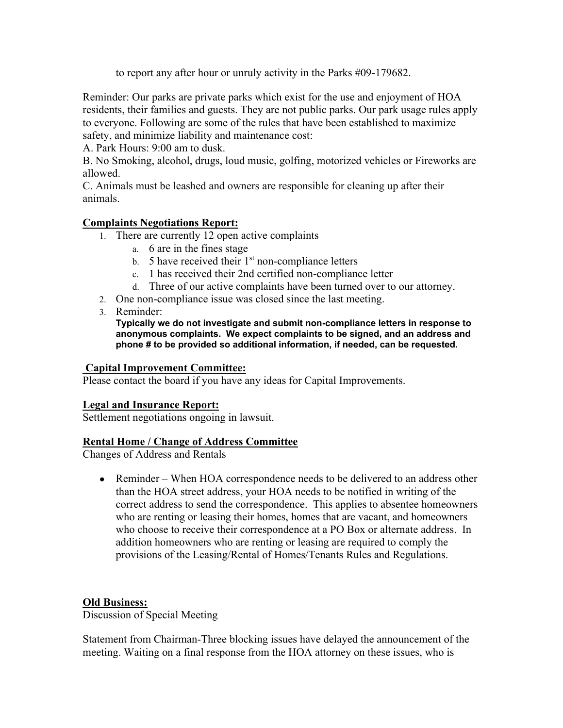to report any after hour or unruly activity in the Parks #09-179682.

Reminder: Our parks are private parks which exist for the use and enjoyment of HOA residents, their families and guests. They are not public parks. Our park usage rules apply to everyone. Following are some of the rules that have been established to maximize safety, and minimize liability and maintenance cost:

A. Park Hours: 9:00 am to dusk.

B. No Smoking, alcohol, drugs, loud music, golfing, motorized vehicles or Fireworks are allowed.

C. Animals must be leashed and owners are responsible for cleaning up after their animals.

**Complaints Negotiations Report:**

1. There are currently 12 open active complaints
   a. 6 are in the fines stage
   b. 5 have received their 1st non-compliance letters
   c. 1 has received their 2nd certified non-compliance letter
   d. Three of our active complaints have been turned over to our attorney.
2. One non-compliance issue was closed since the last meeting.
3. Reminder:
   **Typically we do not investigate and submit non-compliance letters in response to anonymous complaints. We expect complaints to be signed, and an address and phone # to be provided so additional information, if needed, can be requested.**

**Capital Improvement Committee:**

Please contact the board if you have any ideas for Capital Improvements.

**Legal and Insurance Report:**

Settlement negotiations ongoing in lawsuit.

**Rental Home / Change of Address Committee**

Changes of Address and Rentals

- Reminder – When HOA correspondence needs to be delivered to an address other than the HOA street address, your HOA needs to be notified in writing of the correct address to send the correspondence. This applies to absentee homeowners who are renting or leasing their homes, homes that are vacant, and homeowners who choose to receive their correspondence at a PO Box or alternate address. In addition homeowners who are renting or leasing are required to comply the provisions of the Leasing/Rental of Homes/Tenants Rules and Regulations.

**Old Business:**

Discussion of Special Meeting

Statement from Chairman-Three blocking issues have delayed the announcement of the meeting. Waiting on a final response from the HOA attorney on these issues, who is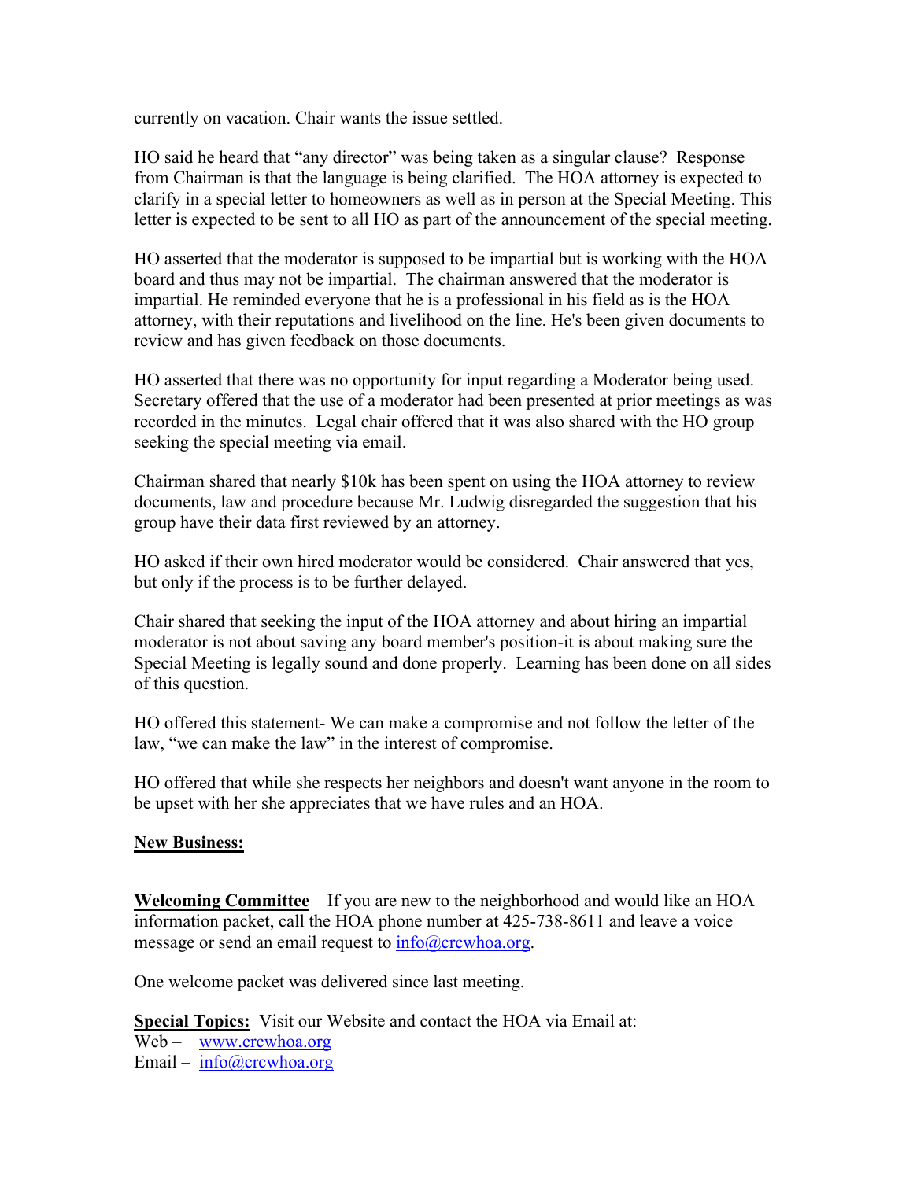currently on vacation. Chair wants the issue settled.

HO said he heard that “any director” was being taken as a singular clause? Response from Chairman is that the language is being clarified. The HOA attorney is expected to clarify in a special letter to homeowners as well as in person at the Special Meeting. This letter is expected to be sent to all HO as part of the announcement of the special meeting.

HO asserted that the moderator is supposed to be impartial but is working with the HOA board and thus may not be impartial. The chairman answered that the moderator is impartial. He reminded everyone that he is a professional in his field as is the HOA attorney, with their reputations and livelihood on the line. He's been given documents to review and has given feedback on those documents.

HO asserted that there was no opportunity for input regarding a Moderator being used. Secretary offered that the use of a moderator had been presented at prior meetings as was recorded in the minutes. Legal chair offered that it was also shared with the HO group seeking the special meeting via email.

Chairman shared that nearly $10k has been spent on using the HOA attorney to review documents, law and procedure because Mr. Ludwig disregarded the suggestion that his group have their data first reviewed by an attorney.

HO asked if their own hired moderator would be considered. Chair answered that yes, but only if the process is to be further delayed.

Chair shared that seeking the input of the HOA attorney and about hiring an impartial moderator is not about saving any board member's position-it is about making sure the Special Meeting is legally sound and done properly. Learning has been done on all sides of this question.

HO offered this statement- We can make a compromise and not follow the letter of the law, “we can make the law” in the interest of compromise.

HO offered that while she respects her neighbors and doesn't want anyone in the room to be upset with her she appreciates that we have rules and an HOA.

**New Business:**

**Welcoming Committee** – If you are new to the neighborhood and would like an HOA information packet, call the HOA phone number at 425-738-8611 and leave a voice message or send an email request to info@crcwhoa.org.

One welcome packet was delivered since last meeting.

**Special Topics:** Visit our Website and contact the HOA via Email at:
Web – www.crcwhoa.org
Email – info@crcwhoa.org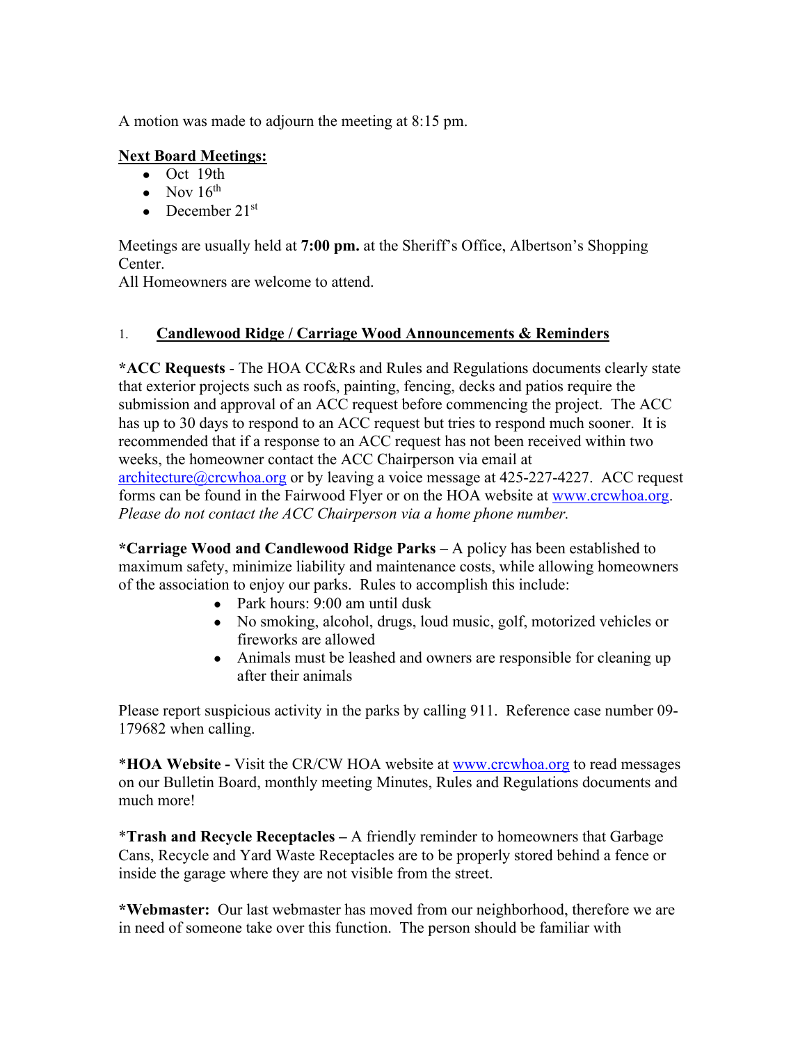A motion was made to adjourn the meeting at 8:15 pm.

**Next Board Meetings:**

- Oct 19th
- Nov 16th
- December 21st

Meetings are usually held at **7:00 pm.** at the Sheriff's Office, Albertson's Shopping Center.
All Homeowners are welcome to attend.

## 1. Candlewood Ridge / Carriage Wood Announcements & Reminders

***ACC Requests** - The HOA CC&Rs and Rules and Regulations documents clearly state that exterior projects such as roofs, painting, fencing, decks and patios require the submission and approval of an ACC request before commencing the project. The ACC has up to 30 days to respond to an ACC request but tries to respond much sooner. It is recommended that if a response to an ACC request has not been received within two weeks, the homeowner contact the ACC Chairperson via email at architecture@crcwhoa.org or by leaving a voice message at 425-227-4227. ACC request forms can be found in the Fairwood Flyer or on the HOA website at www.crcwhoa.org. *Please do not contact the ACC Chairperson via a home phone number.*

***Carriage Wood and Candlewood Ridge Parks** – A policy has been established to maximum safety, minimize liability and maintenance costs, while allowing homeowners of the association to enjoy our parks. Rules to accomplish this include:

- Park hours: 9:00 am until dusk
- No smoking, alcohol, drugs, loud music, golf, motorized vehicles or fireworks are allowed
- Animals must be leashed and owners are responsible for cleaning up after their animals

Please report suspicious activity in the parks by calling 911. Reference case number 09-179682 when calling.

***HOA Website -** Visit the CR/CW HOA website at www.crcwhoa.org to read messages on our Bulletin Board, monthly meeting Minutes, Rules and Regulations documents and much more!

***Trash and Recycle Receptacles –** A friendly reminder to homeowners that Garbage Cans, Recycle and Yard Waste Receptacles are to be properly stored behind a fence or inside the garage where they are not visible from the street.

***Webmaster:** Our last webmaster has moved from our neighborhood, therefore we are in need of someone take over this function. The person should be familiar with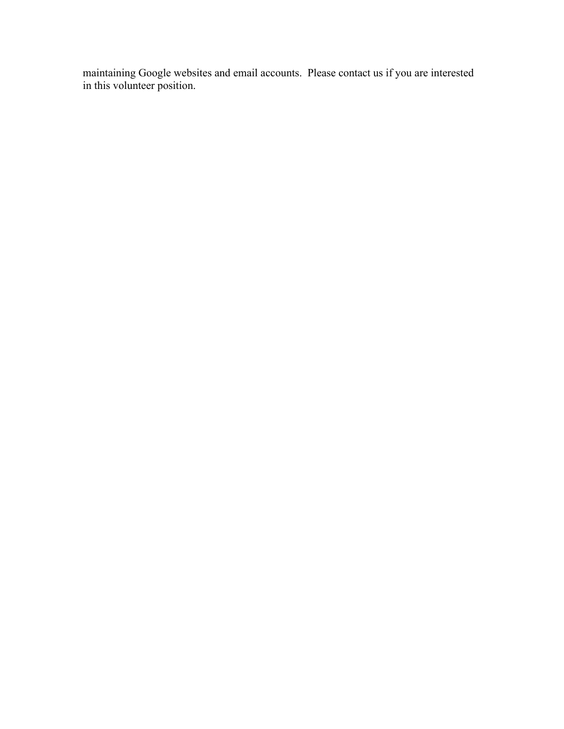maintaining Google websites and email accounts. Please contact us if you are interested in this volunteer position.